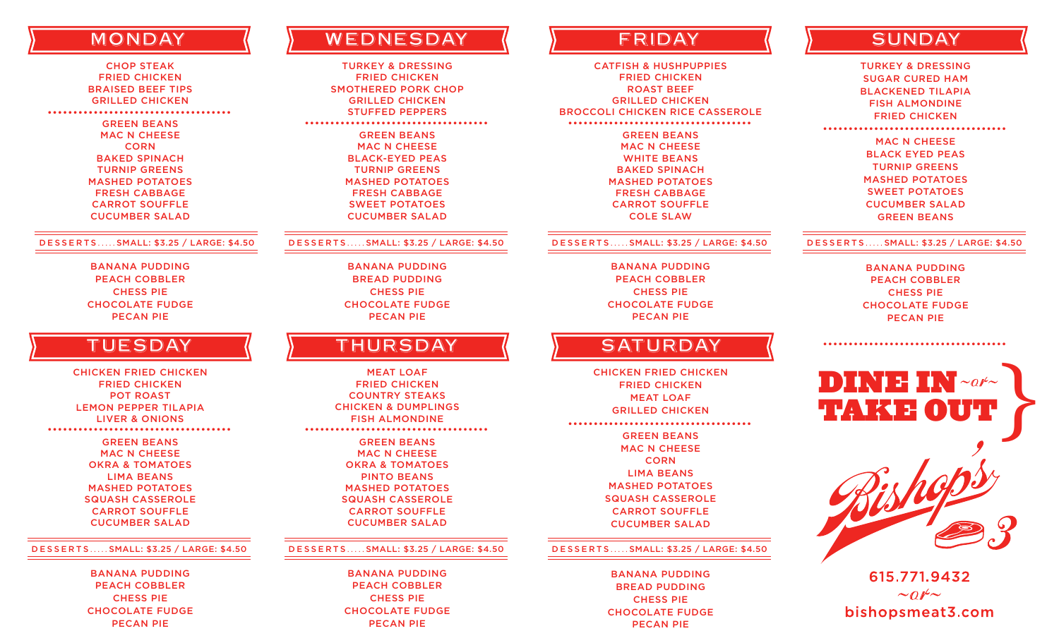## MONDAY

CHOP STEAK
FRIED CHICKEN
BRAISED BEEF TIPS
GRILLED CHICKEN

GREEN BEANS
MAC N CHEESE
CORN
BAKED SPINACH
TURNIP GREENS
MASHED POTATOES
FRESH CABBAGE
CARROT SOUFFLE
CUCUMBER SALAD

DESSERTS..... SMALL: $3.25 / LARGE: $4.50

BANANA PUDDING
PEACH COBBLER
CHESS PIE
CHOCOLATE FUDGE
PECAN PIE

## TUESDAY

CHICKEN FRIED CHICKEN
FRIED CHICKEN
POT ROAST
LEMON PEPPER TILAPIA
LIVER & ONIONS

GREEN BEANS
MAC N CHEESE
OKRA & TOMATOES
LIMA BEANS
MASHED POTATOES
SQUASH CASSEROLE
CARROT SOUFFLE
CUCUMBER SALAD

DESSERTS..... SMALL: $3.25 / LARGE: $4.50

BANANA PUDDING
PEACH COBBLER
CHESS PIE
CHOCOLATE FUDGE
PECAN PIE

## WEDNESDAY

TURKEY & DRESSING
FRIED CHICKEN
SMOTHERED PORK CHOP
GRILLED CHICKEN
STUFFED PEPPERS

GREEN BEANS
MAC N CHEESE
BLACK-EYED PEAS
TURNIP GREENS
MASHED POTATOES
FRESH CABBAGE
SWEET POTATOES
CUCUMBER SALAD

DESSERTS..... SMALL: $3.25 / LARGE: $4.50

BANANA PUDDING
BREAD PUDDING
CHESS PIE
CHOCOLATE FUDGE
PECAN PIE

## THURSDAY

MEAT LOAF
FRIED CHICKEN
COUNTRY STEAKS
CHICKEN & DUMPLINGS
FISH ALMONDINE

GREEN BEANS
MAC N CHEESE
OKRA & TOMATOES
PINTO BEANS
MASHED POTATOES
SQUASH CASSEROLE
CARROT SOUFFLE
CUCUMBER SALAD

DESSERTS..... SMALL: $3.25 / LARGE: $4.50

BANANA PUDDING
PEACH COBBLER
CHESS PIE
CHOCOLATE FUDGE
PECAN PIE

## FRIDAY

CATFISH & HUSHPUPPIES
FRIED CHICKEN
ROAST BEEF
GRILLED CHICKEN
BROCCOLI CHICKEN RICE CASSEROLE

GREEN BEANS
MAC N CHEESE
WHITE BEANS
BAKED SPINACH
MASHED POTATOES
FRESH CABBAGE
CARROT SOUFFLE
COLE SLAW

DESSERTS..... SMALL: $3.25 / LARGE: $4.50

BANANA PUDDING
PEACH COBBLER
CHESS PIE
CHOCOLATE FUDGE
PECAN PIE

## SATURDAY

CHICKEN FRIED CHICKEN
FRIED CHICKEN
MEAT LOAF
GRILLED CHICKEN

GREEN BEANS
MAC N CHEESE
CORN
LIMA BEANS
MASHED POTATOES
SQUASH CASSEROLE
CARROT SOUFFLE
CUCUMBER SALAD

DESSERTS..... SMALL: $3.25 / LARGE: $4.50

BANANA PUDDING
BREAD PUDDING
CHESS PIE
CHOCOLATE FUDGE
PECAN PIE

## SUNDAY

TURKEY & DRESSING
SUGAR CURED HAM
BLACKENED TILAPIA
FISH ALMONDINE
FRIED CHICKEN

MAC N CHEESE
BLACK EYED PEAS
TURNIP GREENS
MASHED POTATOES
SWEET POTATOES
CUCUMBER SALAD
GREEN BEANS

DESSERTS..... SMALL: $3.25 / LARGE: $4.50

BANANA PUDDING
PEACH COBBLER
CHESS PIE
CHOCOLATE FUDGE
PECAN PIE

**DINE IN** ~or~ **TAKE OUT**

Bishop's Meat 3

615.771.9432
~or~
bishopsmeat3.com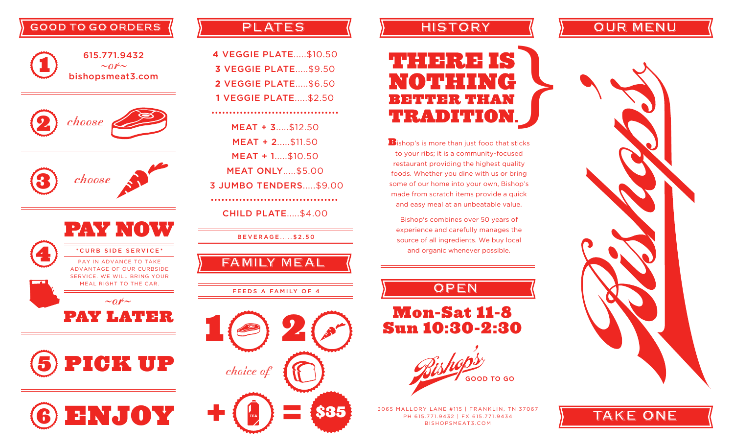## GOOD TO GO ORDERS

1. 615.771.9432
   ~or~
   bishopsmeat3.com

2. *choose*

3. *choose*

4. **PAY NOW**

   \*CURB SIDE SERVICE\*

   PAY IN ADVANCE TO TAKE ADVANTAGE OF OUR CURBSIDE SERVICE. WE WILL BRING YOUR MEAL RIGHT TO THE CAR.

   ~or~

   **PAY LATER**

5. **PICK UP**

6. **ENJOY**

## PLATES

4 VEGGIE PLATE.....$10.50
3 VEGGIE PLATE.....$9.50
2 VEGGIE PLATE.....$6.50
1 VEGGIE PLATE.....$2.50

MEAT + 3.....$12.50
MEAT + 2.....$11.50
MEAT + 1.....$10.50
MEAT ONLY.....$5.00
3 JUMBO TENDERS.....$9.00

CHILD PLATE.....$4.00

BEVERAGE.....$2.50

## FAMILY MEAL

FEEDS A FAMILY OF 4

1 2

*choice of*

+ TEA = $35

## HISTORY

# THERE IS NOTHING BETTER THAN TRADITION.

Bishop's is more than just food that sticks to your ribs; it is a community-focused restaurant providing the highest quality foods. Whether you dine with us or bring some of our home into your own, Bishop's made from scratch items provide a quick and easy meal at an unbeatable value.

Bishop's combines over 50 years of experience and carefully manages the source of all ingredients. We buy local and organic whenever possible.

## OPEN

**Mon-Sat 11-8**
**Sun 10:30-2:30**

Bishop's GOOD TO GO

3065 MALLORY LANE #115 | FRANKLIN, TN 37067
PH 615.771.9432 | FX 615.771.9434
BISHOPSMEAT3.COM

## OUR MENU

Bishop's

TAKE ONE